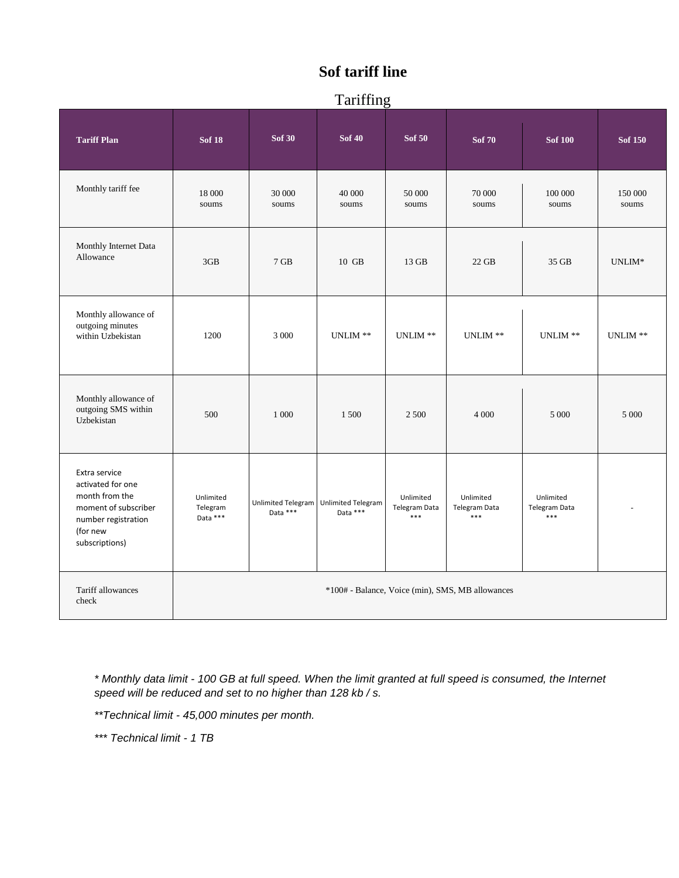# Sof tariff line

## Tariffing

| Tariff Plan | Sof 18 | Sof 30 | Sof 40 | Sof 50 | Sof 70 | Sof 100 | Sof 150 |
|---|---|---|---|---|---|---|---|
| Monthly tariff fee | 18 000 soums | 30 000 soums | 40 000 soums | 50 000 soums | 70 000 soums | 100 000 soums | 150 000 soums |
| Monthly Internet Data Allowance | 3GB | 7 GB | 10 GB | 13 GB | 22 GB | 35 GB | UNLIM* |
| Monthly allowance of outgoing minutes within Uzbekistan | 1200 | 3 000 | UNLIM ** | UNLIM ** | UNLIM ** | UNLIM ** | UNLIM ** |
| Monthly allowance of outgoing SMS within Uzbekistan | 500 | 1 000 | 1 500 | 2 500 | 4 000 | 5 000 | 5 000 |
| Extra service activated for one month from the moment of subscriber number registration (for new subscriptions) | Unlimited Telegram Data *** | Unlimited Telegram Data *** | Unlimited Telegram Data *** | Unlimited Telegram Data *** | Unlimited Telegram Data *** | Unlimited Telegram Data *** | - |
| Tariff allowances check | *100# - Balance, Voice (min), SMS, MB allowances | | | | | | |

*\* Monthly data limit - 100 GB at full speed. When the limit granted at full speed is consumed, the Internet speed will be reduced and set to no higher than 128 kb / s.*

*\*\*Technical limit - 45,000 minutes per month.*

*\*\*\* Technical limit - 1 TB*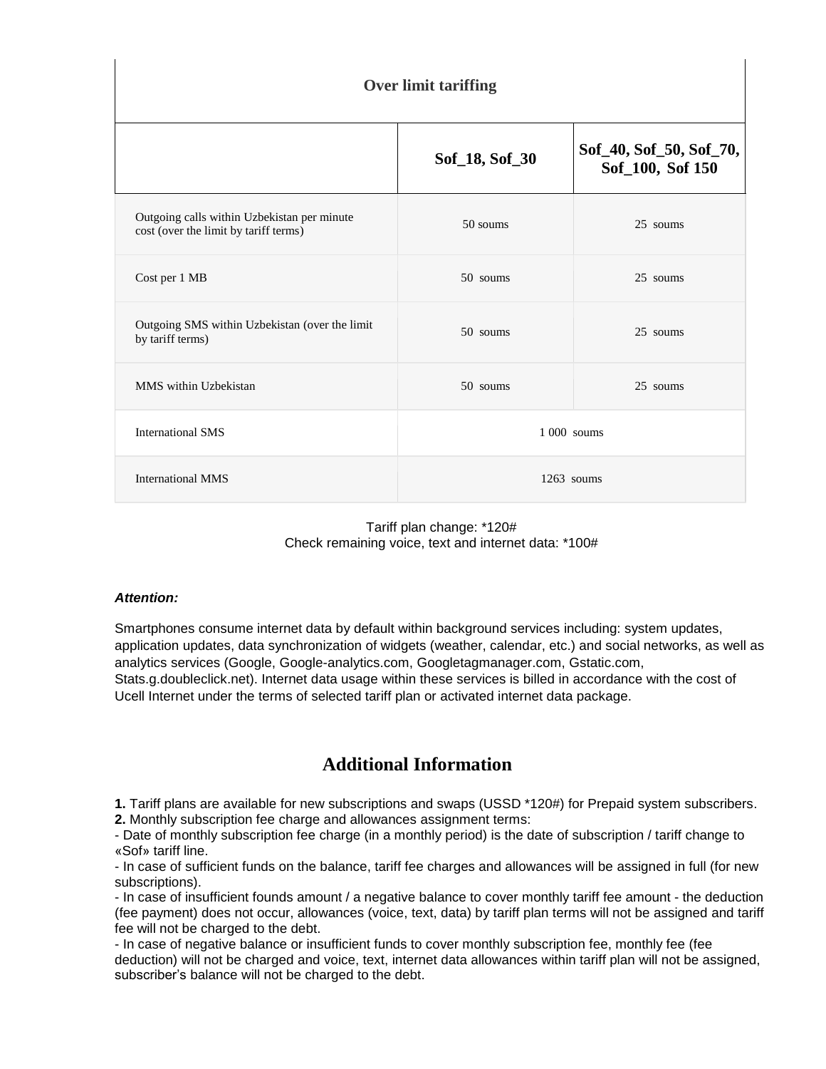| Over limit tariffing | | |
|---|---|---|
| | **Sof_18, Sof_30** | **Sof_40, Sof_50, Sof_70, Sof_100, Sof 150** |
| Outgoing calls within Uzbekistan per minute cost (over the limit by tariff terms) | 50 soums | 25 soums |
| Cost per 1 MB | 50 soums | 25 soums |
| Outgoing SMS within Uzbekistan (over the limit by tariff terms) | 50 soums | 25 soums |
| MMS within Uzbekistan | 50 soums | 25 soums |
| International SMS | 1 000 soums | |
| International MMS | 1263 soums | |

Tariff plan change: *120#
Check remaining voice, text and internet data: *100#

***Attention:***

Smartphones consume internet data by default within background services including: system updates, application updates, data synchronization of widgets (weather, calendar, etc.) and social networks, as well as analytics services (Google, Google-analytics.com, Googletagmanager.com, Gstatic.com, Stats.g.doubleclick.net). Internet data usage within these services is billed in accordance with the cost of Ucell Internet under the terms of selected tariff plan or activated internet data package.

## Additional Information

**1.** Tariff plans are available for new subscriptions and swaps (USSD *120#) for Prepaid system subscribers.
**2.** Monthly subscription fee charge and allowances assignment terms:
- Date of monthly subscription fee charge (in a monthly period) is the date of subscription / tariff change to «Sof» tariff line.
- In case of sufficient funds on the balance, tariff fee charges and allowances will be assigned in full (for new subscriptions).
- In case of insufficient founds amount / a negative balance to cover monthly tariff fee amount - the deduction (fee payment) does not occur, allowances (voice, text, data) by tariff plan terms will not be assigned and tariff fee will not be charged to the debt.
- In case of negative balance or insufficient funds to cover monthly subscription fee, monthly fee (fee deduction) will not be charged and voice, text, internet data allowances within tariff plan will not be assigned, subscriber's balance will not be charged to the debt.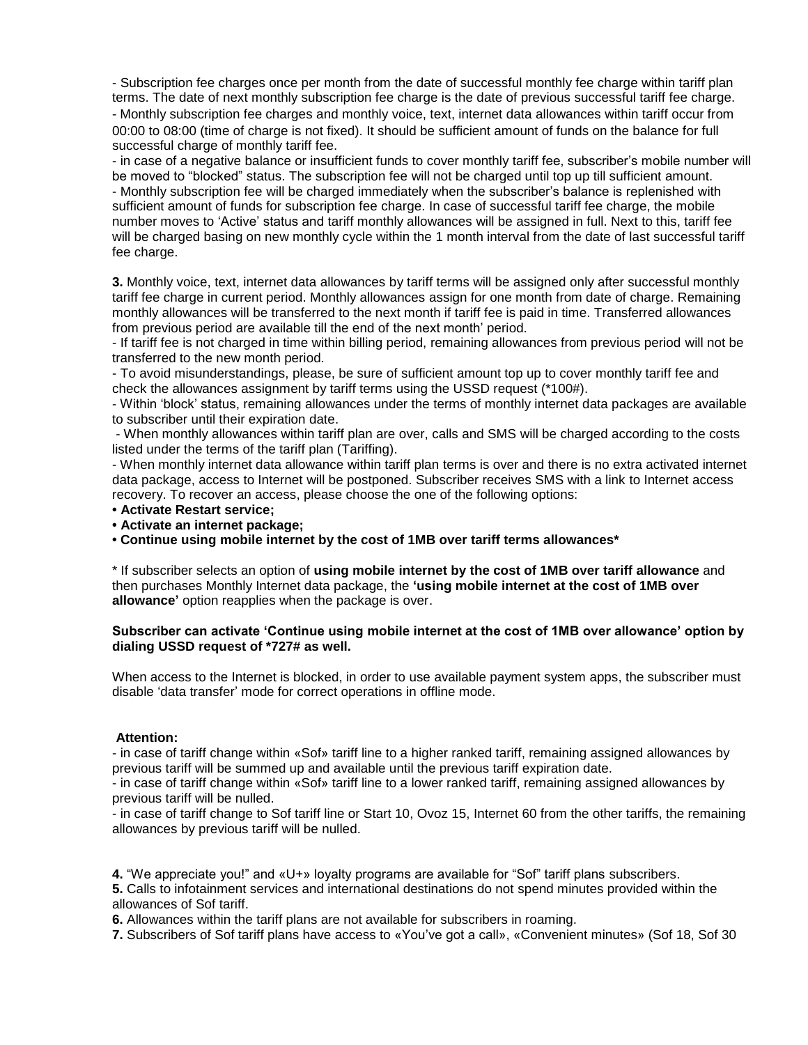- Subscription fee charges once per month from the date of successful monthly fee charge within tariff plan terms. The date of next monthly subscription fee charge is the date of previous successful tariff fee charge.

- Monthly subscription fee charges and monthly voice, text, internet data allowances within tariff occur from 00:00 to 08:00 (time of charge is not fixed). It should be sufficient amount of funds on the balance for full successful charge of monthly tariff fee.

- in case of a negative balance or insufficient funds to cover monthly tariff fee, subscriber's mobile number will be moved to "blocked" status. The subscription fee will not be charged until top up till sufficient amount.

- Monthly subscription fee will be charged immediately when the subscriber's balance is replenished with sufficient amount of funds for subscription fee charge. In case of successful tariff fee charge, the mobile number moves to 'Active' status and tariff monthly allowances will be assigned in full. Next to this, tariff fee will be charged basing on new monthly cycle within the 1 month interval from the date of last successful tariff fee charge.

**3.** Monthly voice, text, internet data allowances by tariff terms will be assigned only after successful monthly tariff fee charge in current period. Monthly allowances assign for one month from date of charge. Remaining monthly allowances will be transferred to the next month if tariff fee is paid in time. Transferred allowances from previous period are available till the end of the next month' period.

- If tariff fee is not charged in time within billing period, remaining allowances from previous period will not be transferred to the new month period.

- To avoid misunderstandings, please, be sure of sufficient amount top up to cover monthly tariff fee and check the allowances assignment by tariff terms using the USSD request (*100#).

- Within 'block' status, remaining allowances under the terms of monthly internet data packages are available to subscriber until their expiration date.

- When monthly allowances within tariff plan are over, calls and SMS will be charged according to the costs listed under the terms of the tariff plan (Tariffing).

- When monthly internet data allowance within tariff plan terms is over and there is no extra activated internet data package, access to Internet will be postponed. Subscriber receives SMS with a link to Internet access recovery. To recover an access, please choose the one of the following options:

- **Activate Restart service;**
- **Activate an internet package;**
- **Continue using mobile internet by the cost of 1MB over tariff terms allowances***

* If subscriber selects an option of **using mobile internet by the cost of 1MB over tariff allowance** and then purchases Monthly Internet data package, the **'using mobile internet at the cost of 1MB over allowance'** option reapplies when the package is over.

**Subscriber can activate 'Continue using mobile internet at the cost of 1MB over allowance' option by dialing USSD request of *727# as well.**

When access to the Internet is blocked, in order to use available payment system apps, the subscriber must disable 'data transfer' mode for correct operations in offline mode.

**Attention:**

- in case of tariff change within «Sof» tariff line to a higher ranked tariff, remaining assigned allowances by previous tariff will be summed up and available until the previous tariff expiration date.

- in case of tariff change within «Sof» tariff line to a lower ranked tariff, remaining assigned allowances by previous tariff will be nulled.

- in case of tariff change to Sof tariff line or Start 10, Ovoz 15, Internet 60 from the other tariffs, the remaining allowances by previous tariff will be nulled.

**4.** "We appreciate you!" and «U+» loyalty programs are available for "Sof" tariff plans subscribers.

**5.** Calls to infotainment services and international destinations do not spend minutes provided within the allowances of Sof tariff.

**6.** Allowances within the tariff plans are not available for subscribers in roaming.

**7.** Subscribers of Sof tariff plans have access to «You've got a call», «Convenient minutes» (Sof 18, Sof 30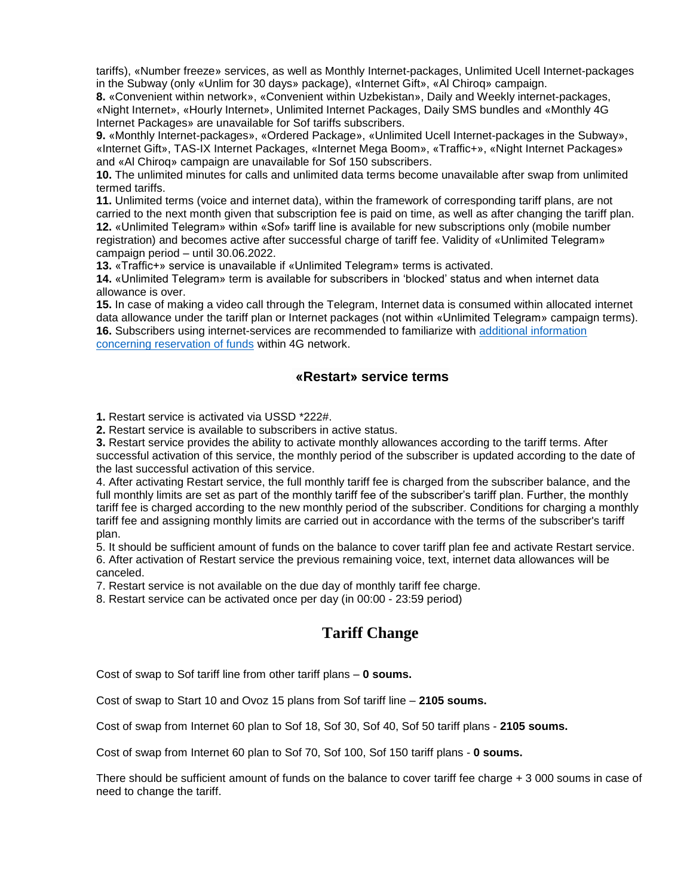tariffs), «Number freeze» services, as well as Monthly Internet-packages, Unlimited Ucell Internet-packages in the Subway (only «Unlim for 30 days» package), «Internet Gift», «Al Chiroq» campaign.

**8.** «Convenient within network», «Convenient within Uzbekistan», Daily and Weekly internet-packages, «Night Internet», «Hourly Internet», Unlimited Internet Packages, Daily SMS bundles and «Monthly 4G Internet Packages» are unavailable for Sof tariffs subscribers.

**9.** «Monthly Internet-packages», «Ordered Package», «Unlimited Ucell Internet-packages in the Subway», «Internet Gift», TAS-IX Internet Packages, «Internet Mega Boom», «Traffic+», «Night Internet Packages» and «Al Chiroq» campaign are unavailable for Sof 150 subscribers.

**10.** The unlimited minutes for calls and unlimited data terms become unavailable after swap from unlimited termed tariffs.

**11.** Unlimited terms (voice and internet data), within the framework of corresponding tariff plans, are not carried to the next month given that subscription fee is paid on time, as well as after changing the tariff plan.

**12.** «Unlimited Telegram» within «Sof» tariff line is available for new subscriptions only (mobile number registration) and becomes active after successful charge of tariff fee. Validity of «Unlimited Telegram» campaign period – until 30.06.2022.

**13.** «Traffic+» service is unavailable if «Unlimited Telegram» terms is activated.

**14.** «Unlimited Telegram» term is available for subscribers in 'blocked' status and when internet data allowance is over.

**15.** In case of making a video call through the Telegram, Internet data is consumed within allocated internet data allowance under the tariff plan or Internet packages (not within «Unlimited Telegram» campaign terms).

**16.** Subscribers using internet-services are recommended to familiarize with additional information concerning reservation of funds within 4G network.

## «Restart» service terms

**1.** Restart service is activated via USSD *222#.

**2.** Restart service is available to subscribers in active status.

**3.** Restart service provides the ability to activate monthly allowances according to the tariff terms. After successful activation of this service, the monthly period of the subscriber is updated according to the date of the last successful activation of this service.

4. After activating Restart service, the full monthly tariff fee is charged from the subscriber balance, and the full monthly limits are set as part of the monthly tariff fee of the subscriber's tariff plan. Further, the monthly tariff fee is charged according to the new monthly period of the subscriber. Conditions for charging a monthly tariff fee and assigning monthly limits are carried out in accordance with the terms of the subscriber's tariff plan.

5. It should be sufficient amount of funds on the balance to cover tariff plan fee and activate Restart service.

6. After activation of Restart service the previous remaining voice, text, internet data allowances will be canceled.

7. Restart service is not available on the due day of monthly tariff fee charge.

8. Restart service can be activated once per day (in 00:00 - 23:59 period)

## Tariff Change

Cost of swap to Sof tariff line from other tariff plans – **0 soums.**

Cost of swap to Start 10 and Ovoz 15 plans from Sof tariff line – **2105 soums.**

Cost of swap from Internet 60 plan to Sof 18, Sof 30, Sof 40, Sof 50 tariff plans - **2105 soums.**

Cost of swap from Internet 60 plan to Sof 70, Sof 100, Sof 150 tariff plans - **0 soums.**

There should be sufficient amount of funds on the balance to cover tariff fee charge + 3 000 soums in case of need to change the tariff.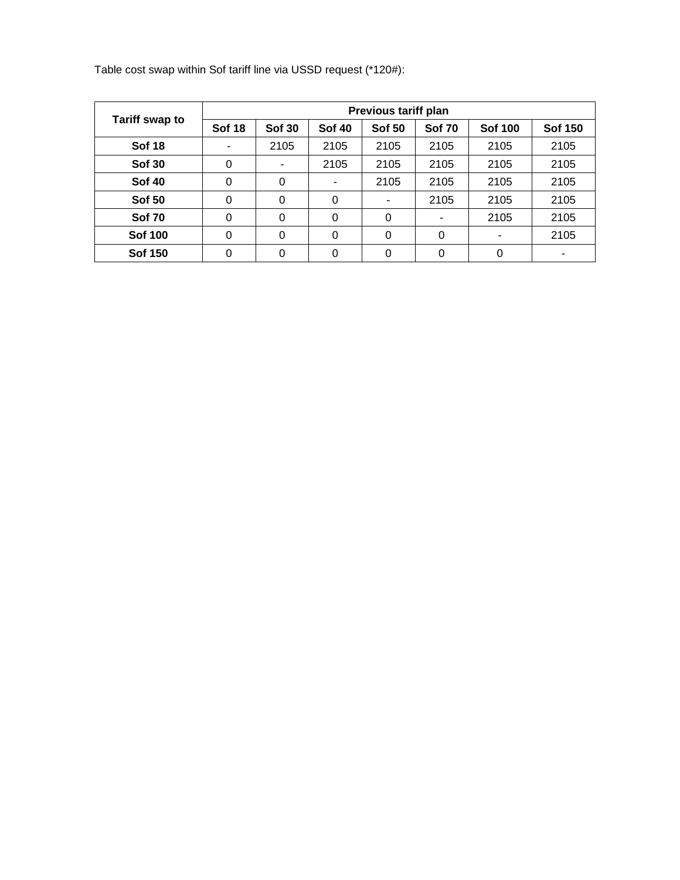Table cost swap within Sof tariff line via USSD request (*120#):

| Tariff swap to | Previous tariff plan | | | | | | |
|---|---|---|---|---|---|---|---|
| | **Sof 18** | **Sof 30** | **Sof 40** | **Sof 50** | **Sof 70** | **Sof 100** | **Sof 150** |
| **Sof 18** | - | 2105 | 2105 | 2105 | 2105 | 2105 | 2105 |
| **Sof 30** | 0 | - | 2105 | 2105 | 2105 | 2105 | 2105 |
| **Sof 40** | 0 | 0 | - | 2105 | 2105 | 2105 | 2105 |
| **Sof 50** | 0 | 0 | 0 | - | 2105 | 2105 | 2105 |
| **Sof 70** | 0 | 0 | 0 | 0 | - | 2105 | 2105 |
| **Sof 100** | 0 | 0 | 0 | 0 | 0 | - | 2105 |
| **Sof 150** | 0 | 0 | 0 | 0 | 0 | 0 | - |